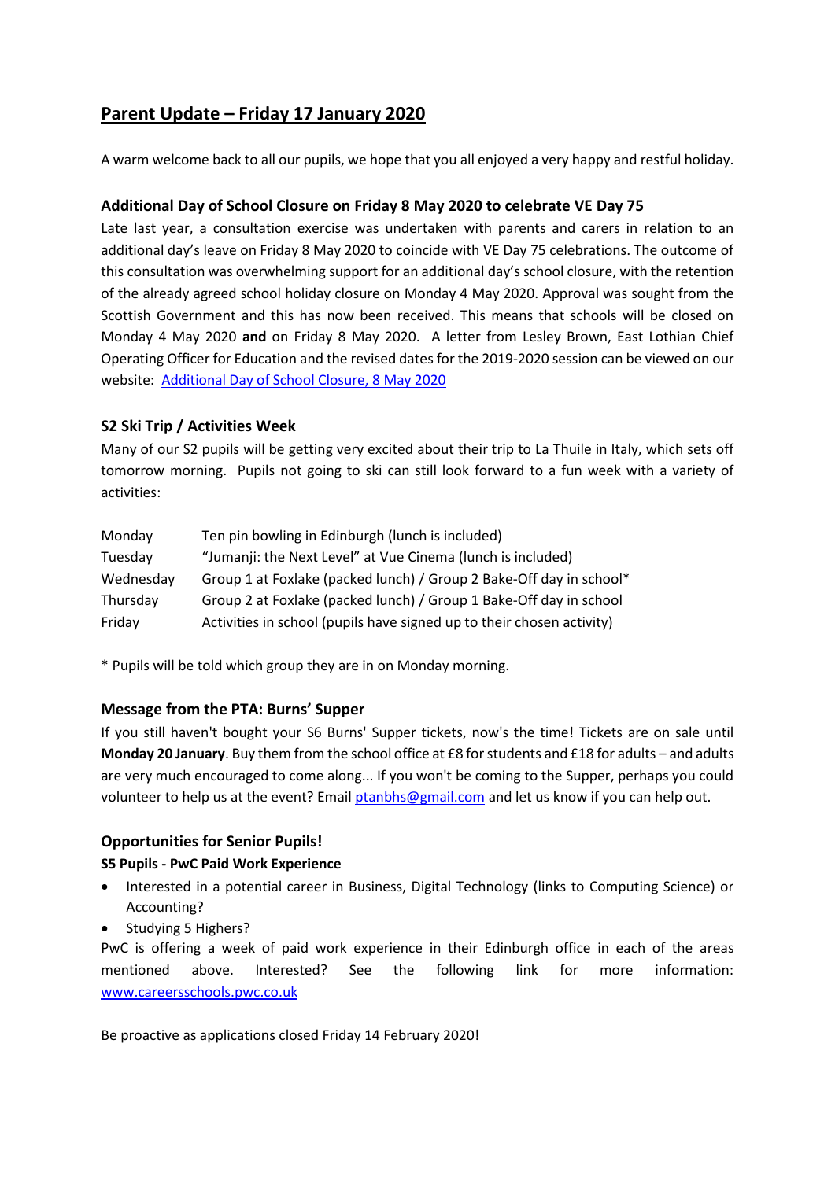# Parent Update – Friday 17 January 2020

A warm welcome back to all our pupils, we hope that you all enjoyed a very happy and restful holiday.

### Additional Day of School Closure on Friday 8 May 2020 to celebrate VE Day 75

Late last year, a consultation exercise was undertaken with parents and carers in relation to an additional day's leave on Friday 8 May 2020 to coincide with VE Day 75 celebrations. The outcome of this consultation was overwhelming support for an additional day's school closure, with the retention of the already agreed school holiday closure on Monday 4 May 2020. Approval was sought from the Scottish Government and this has now been received. This means that schools will be closed on Monday 4 May 2020 **and** on Friday 8 May 2020. A letter from Lesley Brown, East Lothian Chief Operating Officer for Education and the revised dates for the 2019-2020 session can be viewed on our website: [Additional Day of School Closure, 8 May 2020]()

### S2 Ski Trip / Activities Week

Many of our S2 pupils will be getting very excited about their trip to La Thuile in Italy, which sets off tomorrow morning. Pupils not going to ski can still look forward to a fun week with a variety of activities:

| | |
|---|---|
| Monday | Ten pin bowling in Edinburgh (lunch is included) |
| Tuesday | "Jumanji: the Next Level" at Vue Cinema (lunch is included) |
| Wednesday | Group 1 at Foxlake (packed lunch) / Group 2 Bake-Off day in school* |
| Thursday | Group 2 at Foxlake (packed lunch) / Group 1 Bake-Off day in school |
| Friday | Activities in school (pupils have signed up to their chosen activity) |

* Pupils will be told which group they are in on Monday morning.

### Message from the PTA: Burns' Supper

If you still haven't bought your S6 Burns' Supper tickets, now's the time! Tickets are on sale until **Monday 20 January**. Buy them from the school office at £8 for students and £18 for adults – and adults are very much encouraged to come along... If you won't be coming to the Supper, perhaps you could volunteer to help us at the event? Email [ptanbhs@gmail.com](mailto:ptanbhs@gmail.com) and let us know if you can help out.

### Opportunities for Senior Pupils!

**S5 Pupils - PwC Paid Work Experience**

- Interested in a potential career in Business, Digital Technology (links to Computing Science) or Accounting?
- Studying 5 Highers?

PwC is offering a week of paid work experience in their Edinburgh office in each of the areas mentioned above. Interested? See the following link for more information: [www.careersschools.pwc.co.uk](http://www.careersschools.pwc.co.uk)

Be proactive as applications closed Friday 14 February 2020!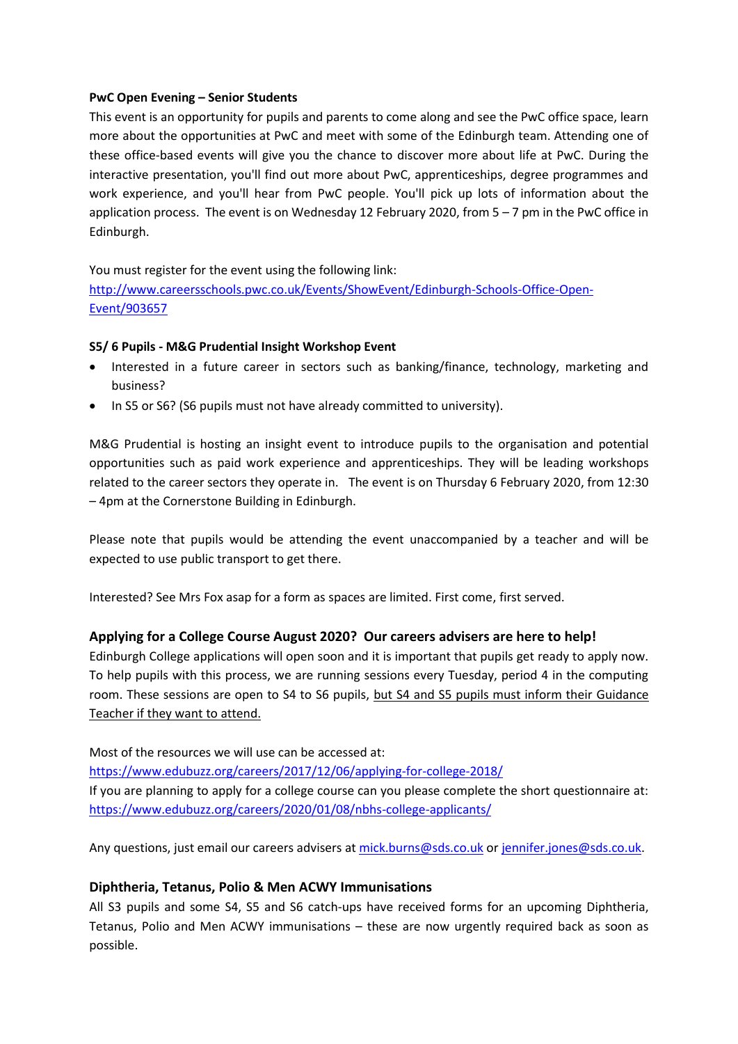**PwC Open Evening – Senior Students**

This event is an opportunity for pupils and parents to come along and see the PwC office space, learn more about the opportunities at PwC and meet with some of the Edinburgh team. Attending one of these office-based events will give you the chance to discover more about life at PwC. During the interactive presentation, you'll find out more about PwC, apprenticeships, degree programmes and work experience, and you'll hear from PwC people. You'll pick up lots of information about the application process. The event is on Wednesday 12 February 2020, from 5 – 7 pm in the PwC office in Edinburgh.

You must register for the event using the following link:
[http://www.careersschools.pwc.co.uk/Events/ShowEvent/Edinburgh-Schools-Office-Open-Event/903657](http://www.careersschools.pwc.co.uk/Events/ShowEvent/Edinburgh-Schools-Office-Open-Event/903657)

**S5/ 6 Pupils - M&G Prudential Insight Workshop Event**

- Interested in a future career in sectors such as banking/finance, technology, marketing and business?
- In S5 or S6? (S6 pupils must not have already committed to university).

M&G Prudential is hosting an insight event to introduce pupils to the organisation and potential opportunities such as paid work experience and apprenticeships. They will be leading workshops related to the career sectors they operate in. The event is on Thursday 6 February 2020, from 12:30 – 4pm at the Cornerstone Building in Edinburgh.

Please note that pupils would be attending the event unaccompanied by a teacher and will be expected to use public transport to get there.

Interested? See Mrs Fox asap for a form as spaces are limited. First come, first served.

### Applying for a College Course August 2020? Our careers advisers are here to help!

Edinburgh College applications will open soon and it is important that pupils get ready to apply now. To help pupils with this process, we are running sessions every Tuesday, period 4 in the computing room. These sessions are open to S4 to S6 pupils, but S4 and S5 pupils must inform their Guidance Teacher if they want to attend.

Most of the resources we will use can be accessed at:
[https://www.edubuzz.org/careers/2017/12/06/applying-for-college-2018/](https://www.edubuzz.org/careers/2017/12/06/applying-for-college-2018/)
If you are planning to apply for a college course can you please complete the short questionnaire at:
[https://www.edubuzz.org/careers/2020/01/08/nbhs-college-applicants/](https://www.edubuzz.org/careers/2020/01/08/nbhs-college-applicants/)

Any questions, just email our careers advisers at [mick.burns@sds.co.uk](mailto:mick.burns@sds.co.uk) or [jennifer.jones@sds.co.uk](mailto:jennifer.jones@sds.co.uk).

### Diphtheria, Tetanus, Polio & Men ACWY Immunisations

All S3 pupils and some S4, S5 and S6 catch-ups have received forms for an upcoming Diphtheria, Tetanus, Polio and Men ACWY immunisations – these are now urgently required back as soon as possible.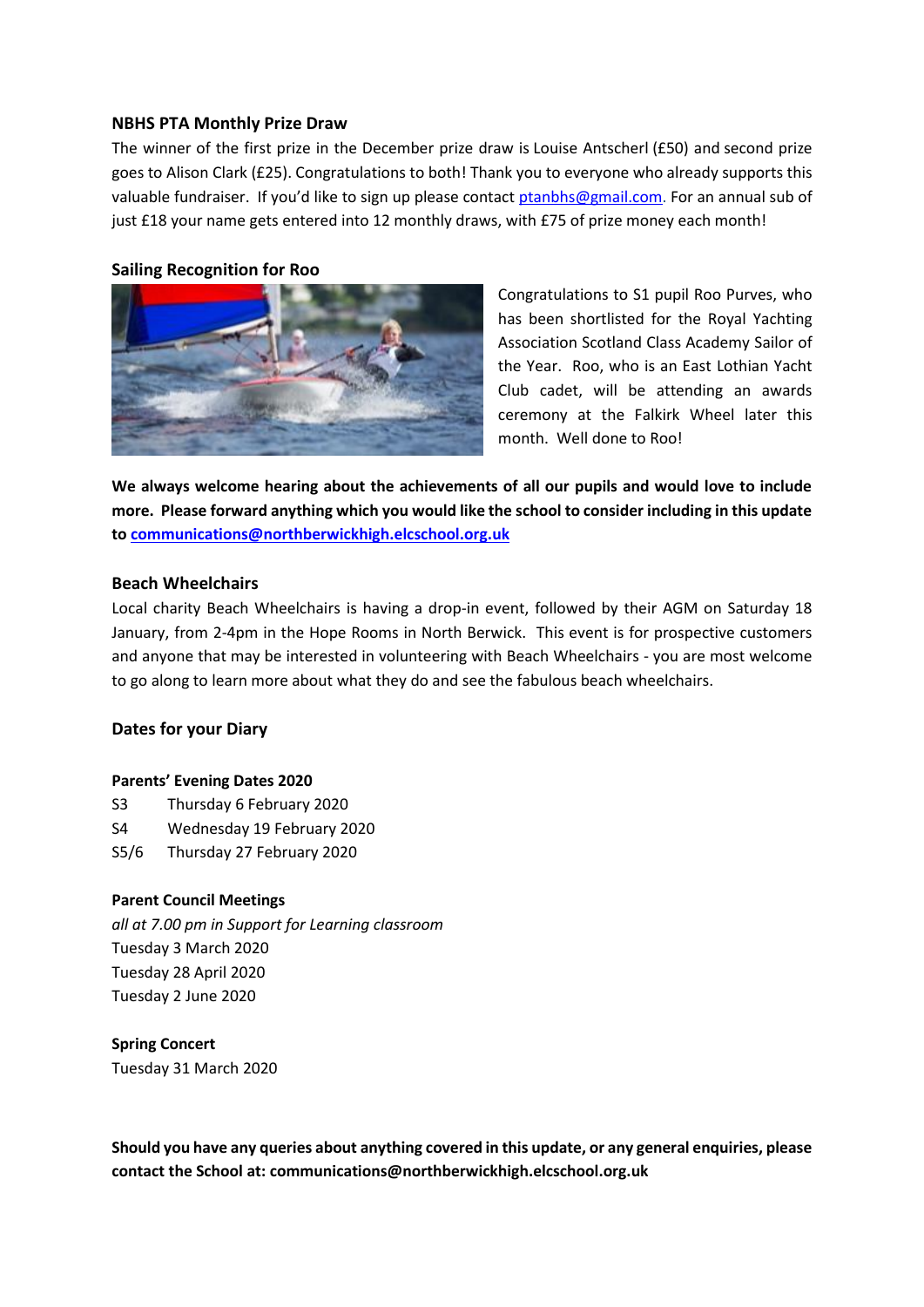### NBHS PTA Monthly Prize Draw

The winner of the first prize in the December prize draw is Louise Antscherl (£50) and second prize goes to Alison Clark (£25). Congratulations to both! Thank you to everyone who already supports this valuable fundraiser. If you'd like to sign up please contact ptanbhs@gmail.com. For an annual sub of just £18 your name gets entered into 12 monthly draws, with £75 of prize money each month!

### Sailing Recognition for Roo

Congratulations to S1 pupil Roo Purves, who has been shortlisted for the Royal Yachting Association Scotland Class Academy Sailor of the Year. Roo, who is an East Lothian Yacht Club cadet, will be attending an awards ceremony at the Falkirk Wheel later this month. Well done to Roo!

**We always welcome hearing about the achievements of all our pupils and would love to include more. Please forward anything which you would like the school to consider including in this update to communications@northberwickhigh.elcschool.org.uk**

### Beach Wheelchairs

Local charity Beach Wheelchairs is having a drop-in event, followed by their AGM on Saturday 18 January, from 2-4pm in the Hope Rooms in North Berwick. This event is for prospective customers and anyone that may be interested in volunteering with Beach Wheelchairs - you are most welcome to go along to learn more about what they do and see the fabulous beach wheelchairs.

### Dates for your Diary

**Parents' Evening Dates 2020**

| | |
|---|---|
| S3 | Thursday 6 February 2020 |
| S4 | Wednesday 19 February 2020 |
| S5/6 | Thursday 27 February 2020 |

**Parent Council Meetings**

*all at 7.00 pm in Support for Learning classroom*

Tuesday 3 March 2020

Tuesday 28 April 2020

Tuesday 2 June 2020

**Spring Concert**

Tuesday 31 March 2020

**Should you have any queries about anything covered in this update, or any general enquiries, please contact the School at: communications@northberwickhigh.elcschool.org.uk**